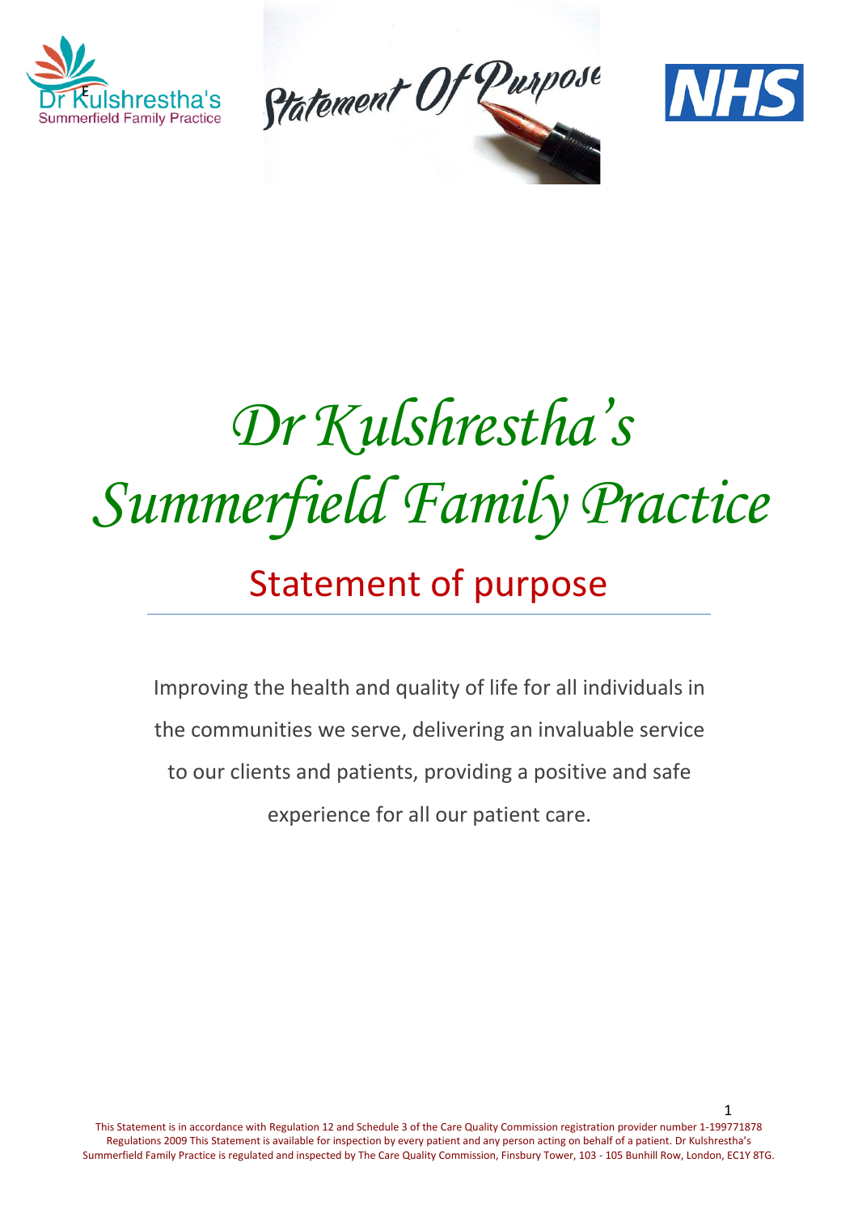# Dr Kulshrestha's Summerfield Family Practice

## Statement of purpose

Improving the health and quality of life for all individuals in the communities we serve, delivering an invaluable service to our clients and patients, providing a positive and safe experience for all our patient care.

This Statement is in accordance with Regulation 12 and Schedule 3 of the Care Quality Commission registration provider number 1-199771878 Regulations 2009 This Statement is available for inspection by every patient and any person acting on behalf of a patient. Dr Kulshrestha's Summerfield Family Practice is regulated and inspected by The Care Quality Commission, Finsbury Tower, 103 - 105 Bunhill Row, London, EC1Y 8TG.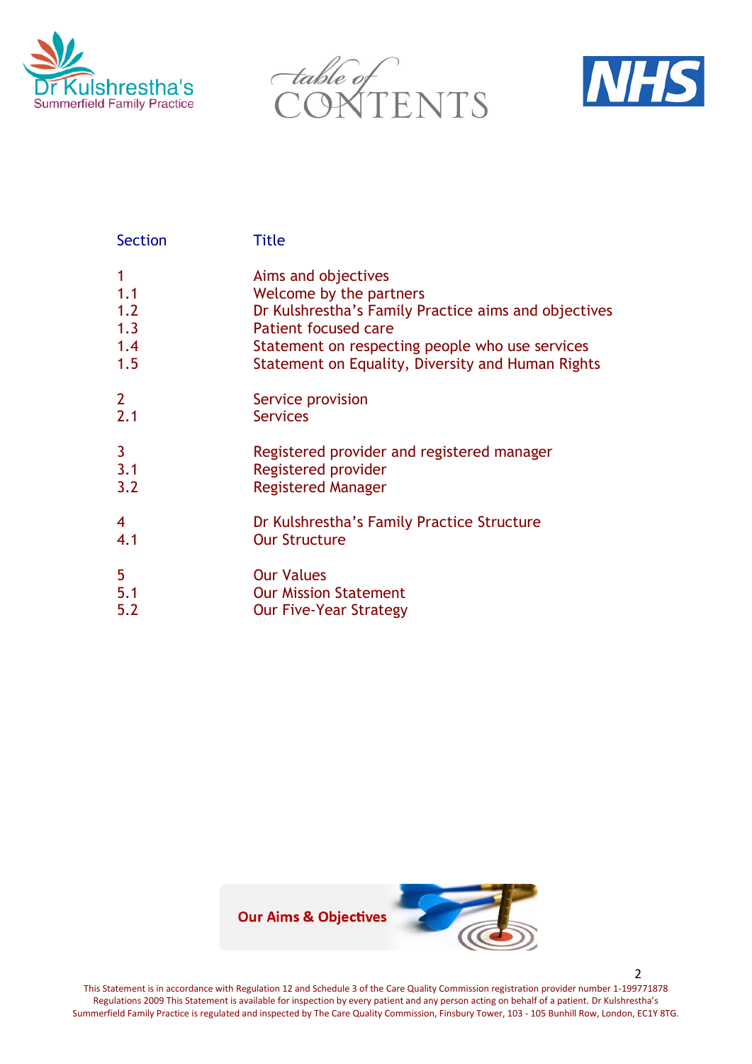# table of CONTENTS

| Section | Title |
|---|---|
| 1 | Aims and objectives |
| 1.1 | Welcome by the partners |
| 1.2 | Dr Kulshrestha's Family Practice aims and objectives |
| 1.3 | Patient focused care |
| 1.4 | Statement on respecting people who use services |
| 1.5 | Statement on Equality, Diversity and Human Rights |
| 2 | Service provision |
| 2.1 | Services |
| 3 | Registered provider and registered manager |
| 3.1 | Registered provider |
| 3.2 | Registered Manager |
| 4 | Dr Kulshrestha's Family Practice Structure |
| 4.1 | Our Structure |
| 5 | Our Values |
| 5.1 | Our Mission Statement |
| 5.2 | Our Five-Year Strategy |

**Our Aims & Objectives**

This Statement is in accordance with Regulation 12 and Schedule 3 of the Care Quality Commission registration provider number 1-199771878 Regulations 2009 This Statement is available for inspection by every patient and any person acting on behalf of a patient. Dr Kulshrestha's Summerfield Family Practice is regulated and inspected by The Care Quality Commission, Finsbury Tower, 103 - 105 Bunhill Row, London, EC1Y 8TG.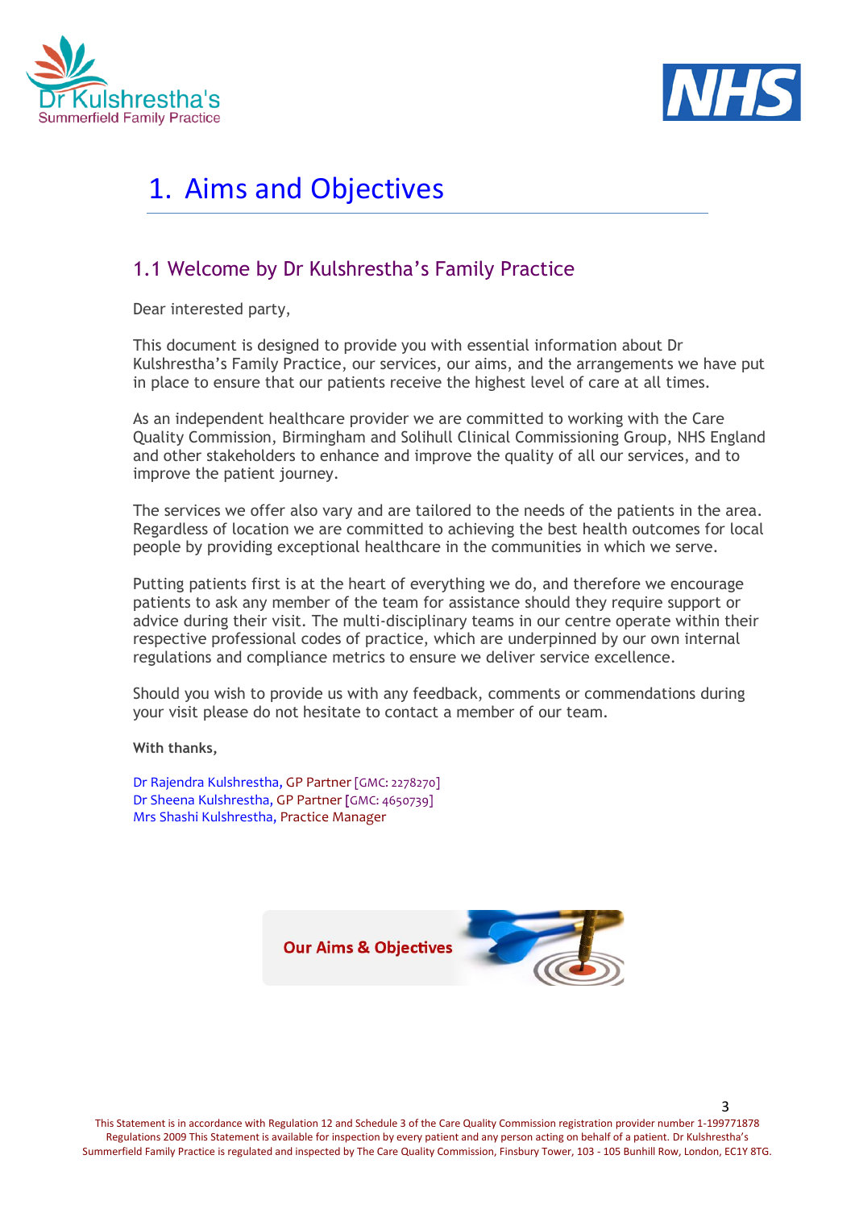# 1. Aims and Objectives

## 1.1 Welcome by Dr Kulshrestha's Family Practice

Dear interested party,

This document is designed to provide you with essential information about Dr Kulshrestha's Family Practice, our services, our aims, and the arrangements we have put in place to ensure that our patients receive the highest level of care at all times.

As an independent healthcare provider we are committed to working with the Care Quality Commission, Birmingham and Solihull Clinical Commissioning Group, NHS England and other stakeholders to enhance and improve the quality of all our services, and to improve the patient journey.

The services we offer also vary and are tailored to the needs of the patients in the area. Regardless of location we are committed to achieving the best health outcomes for local people by providing exceptional healthcare in the communities in which we serve.

Putting patients first is at the heart of everything we do, and therefore we encourage patients to ask any member of the team for assistance should they require support or advice during their visit. The multi-disciplinary teams in our centre operate within their respective professional codes of practice, which are underpinned by our own internal regulations and compliance metrics to ensure we deliver service excellence.

Should you wish to provide us with any feedback, comments or commendations during your visit please do not hesitate to contact a member of our team.

**With thanks,**

Dr Rajendra Kulshrestha, GP Partner [GMC: 2278270]
Dr Sheena Kulshrestha, GP Partner [GMC: 4650739]
Mrs Shashi Kulshrestha, Practice Manager

**Our Aims & Objectives**

This Statement is in accordance with Regulation 12 and Schedule 3 of the Care Quality Commission registration provider number 1-199771878 Regulations 2009 This Statement is available for inspection by every patient and any person acting on behalf of a patient. Dr Kulshrestha's Summerfield Family Practice is regulated and inspected by The Care Quality Commission, Finsbury Tower, 103 - 105 Bunhill Row, London, EC1Y 8TG.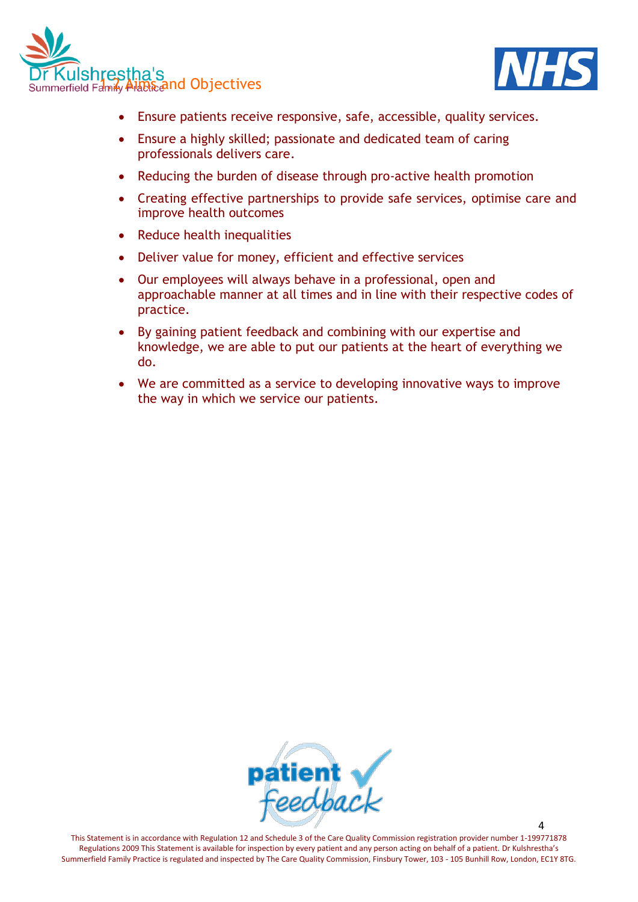## 1.2 Aims and Objectives

- Ensure patients receive responsive, safe, accessible, quality services.
- Ensure a highly skilled; passionate and dedicated team of caring professionals delivers care.
- Reducing the burden of disease through pro-active health promotion
- Creating effective partnerships to provide safe services, optimise care and improve health outcomes
- Reduce health inequalities
- Deliver value for money, efficient and effective services
- Our employees will always behave in a professional, open and approachable manner at all times and in line with their respective codes of practice.
- By gaining patient feedback and combining with our expertise and knowledge, we are able to put our patients at the heart of everything we do.
- We are committed as a service to developing innovative ways to improve the way in which we service our patients.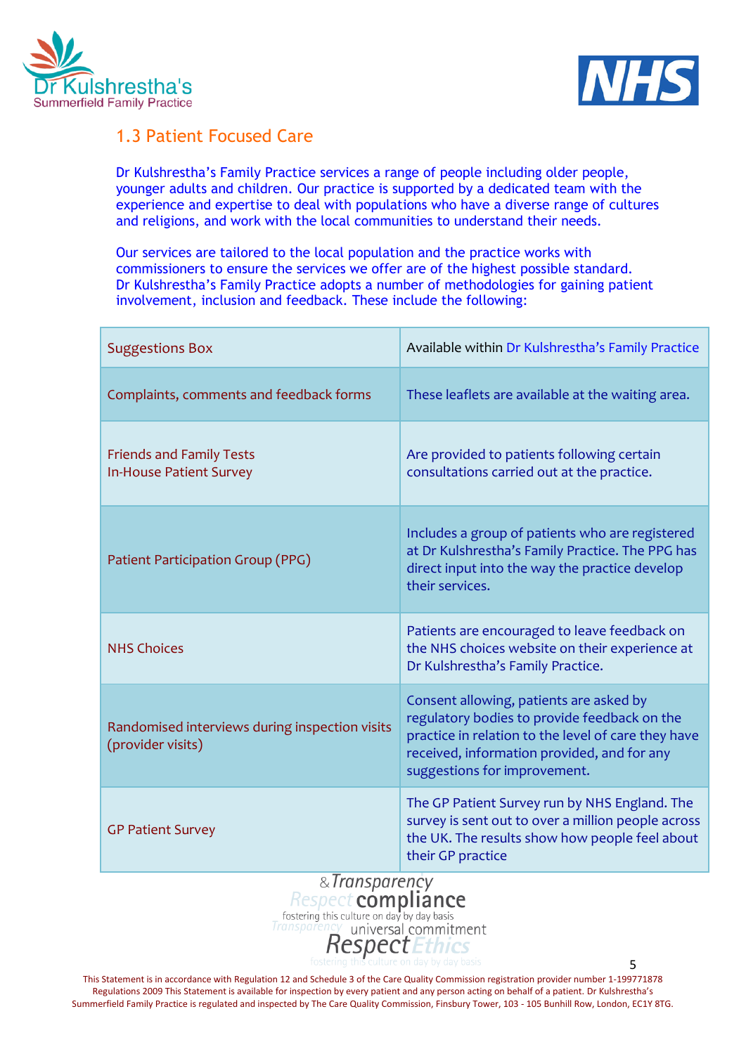## 1.3 Patient Focused Care

Dr Kulshrestha's Family Practice services a range of people including older people, younger adults and children. Our practice is supported by a dedicated team with the experience and expertise to deal with populations who have a diverse range of cultures and religions, and work with the local communities to understand their needs.

Our services are tailored to the local population and the practice works with commissioners to ensure the services we offer are of the highest possible standard. Dr Kulshrestha's Family Practice adopts a number of methodologies for gaining patient involvement, inclusion and feedback. These include the following:

| | |
|---|---|
| Suggestions Box | Available within Dr Kulshrestha's Family Practice |
| Complaints, comments and feedback forms | These leaflets are available at the waiting area. |
| Friends and Family Tests<br>In-House Patient Survey | Are provided to patients following certain consultations carried out at the practice. |
| Patient Participation Group (PPG) | Includes a group of patients who are registered at Dr Kulshrestha's Family Practice. The PPG has direct input into the way the practice develop their services. |
| NHS Choices | Patients are encouraged to leave feedback on the NHS choices website on their experience at Dr Kulshrestha's Family Practice. |
| Randomised interviews during inspection visits (provider visits) | Consent allowing, patients are asked by regulatory bodies to provide feedback on the practice in relation to the level of care they have received, information provided, and for any suggestions for improvement. |
| GP Patient Survey | The GP Patient Survey run by NHS England. The survey is sent out to over a million people across the UK. The results show how people feel about their GP practice |

This Statement is in accordance with Regulation 12 and Schedule 3 of the Care Quality Commission registration provider number 1-199771878 Regulations 2009 This Statement is available for inspection by every patient and any person acting on behalf of a patient. Dr Kulshrestha's Summerfield Family Practice is regulated and inspected by The Care Quality Commission, Finsbury Tower, 103 - 105 Bunhill Row, London, EC1Y 8TG.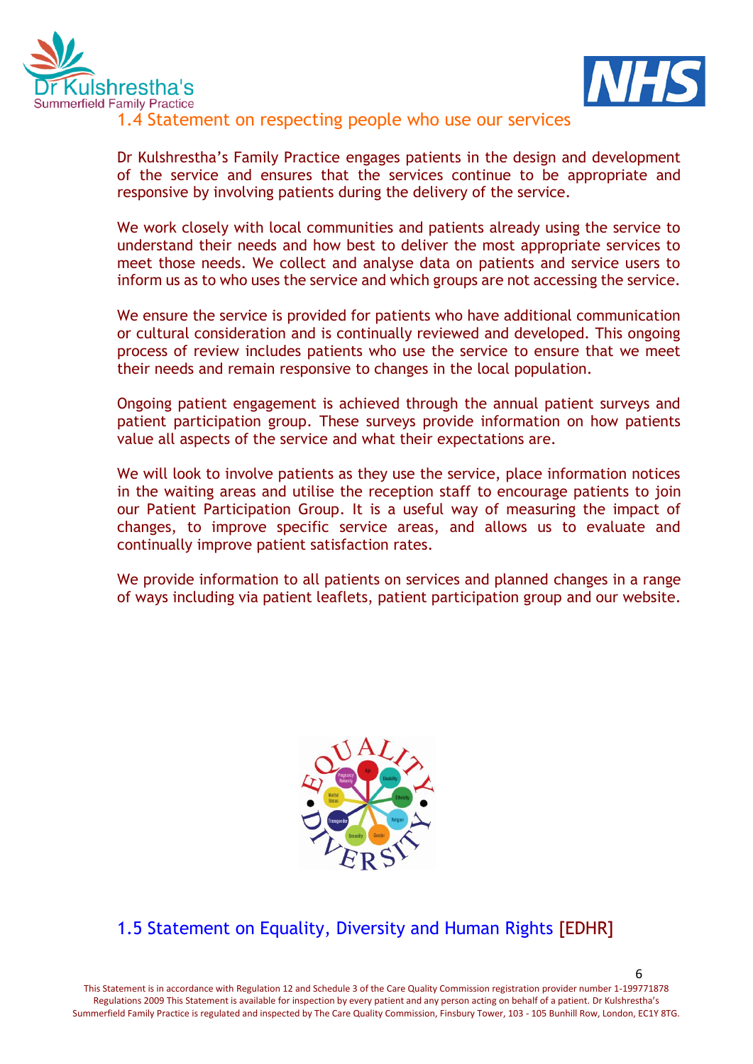## 1.4 Statement on respecting people who use our services

Dr Kulshrestha's Family Practice engages patients in the design and development of the service and ensures that the services continue to be appropriate and responsive by involving patients during the delivery of the service.

We work closely with local communities and patients already using the service to understand their needs and how best to deliver the most appropriate services to meet those needs. We collect and analyse data on patients and service users to inform us as to who uses the service and which groups are not accessing the service.

We ensure the service is provided for patients who have additional communication or cultural consideration and is continually reviewed and developed. This ongoing process of review includes patients who use the service to ensure that we meet their needs and remain responsive to changes in the local population.

Ongoing patient engagement is achieved through the annual patient surveys and patient participation group. These surveys provide information on how patients value all aspects of the service and what their expectations are.

We will look to involve patients as they use the service, place information notices in the waiting areas and utilise the reception staff to encourage patients to join our Patient Participation Group. It is a useful way of measuring the impact of changes, to improve specific service areas, and allows us to evaluate and continually improve patient satisfaction rates.

We provide information to all patients on services and planned changes in a range of ways including via patient leaflets, patient participation group and our website.

## 1.5 Statement on Equality, Diversity and Human Rights [EDHR]

This Statement is in accordance with Regulation 12 and Schedule 3 of the Care Quality Commission registration provider number 1-199771878 Regulations 2009 This Statement is available for inspection by every patient and any person acting on behalf of a patient. Dr Kulshrestha's Summerfield Family Practice is regulated and inspected by The Care Quality Commission, Finsbury Tower, 103 - 105 Bunhill Row, London, EC1Y 8TG.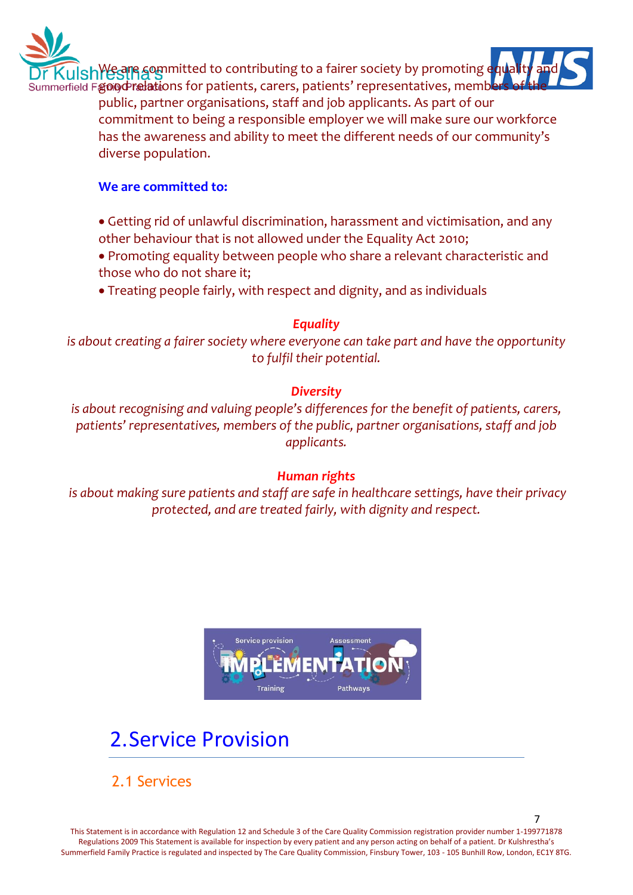We are committed to contributing to a fairer society by promoting equality and good relations for patients, carers, patients' representatives, members of the public, partner organisations, staff and job applicants. As part of our commitment to being a responsible employer we will make sure our workforce has the awareness and ability to meet the different needs of our community's diverse population.

**We are committed to:**

- Getting rid of unlawful discrimination, harassment and victimisation, and any other behaviour that is not allowed under the Equality Act 2010;
- Promoting equality between people who share a relevant characteristic and those who do not share it;
- Treating people fairly, with respect and dignity, and as individuals

***Equality***

*is about creating a fairer society where everyone can take part and have the opportunity to fulfil their potential.*

***Diversity***

*is about recognising and valuing people's differences for the benefit of patients, carers, patients' representatives, members of the public, partner organisations, staff and job applicants.*

***Human rights***

*is about making sure patients and staff are safe in healthcare settings, have their privacy protected, and are treated fairly, with dignity and respect.*

# 2. Service Provision

## 2.1 Services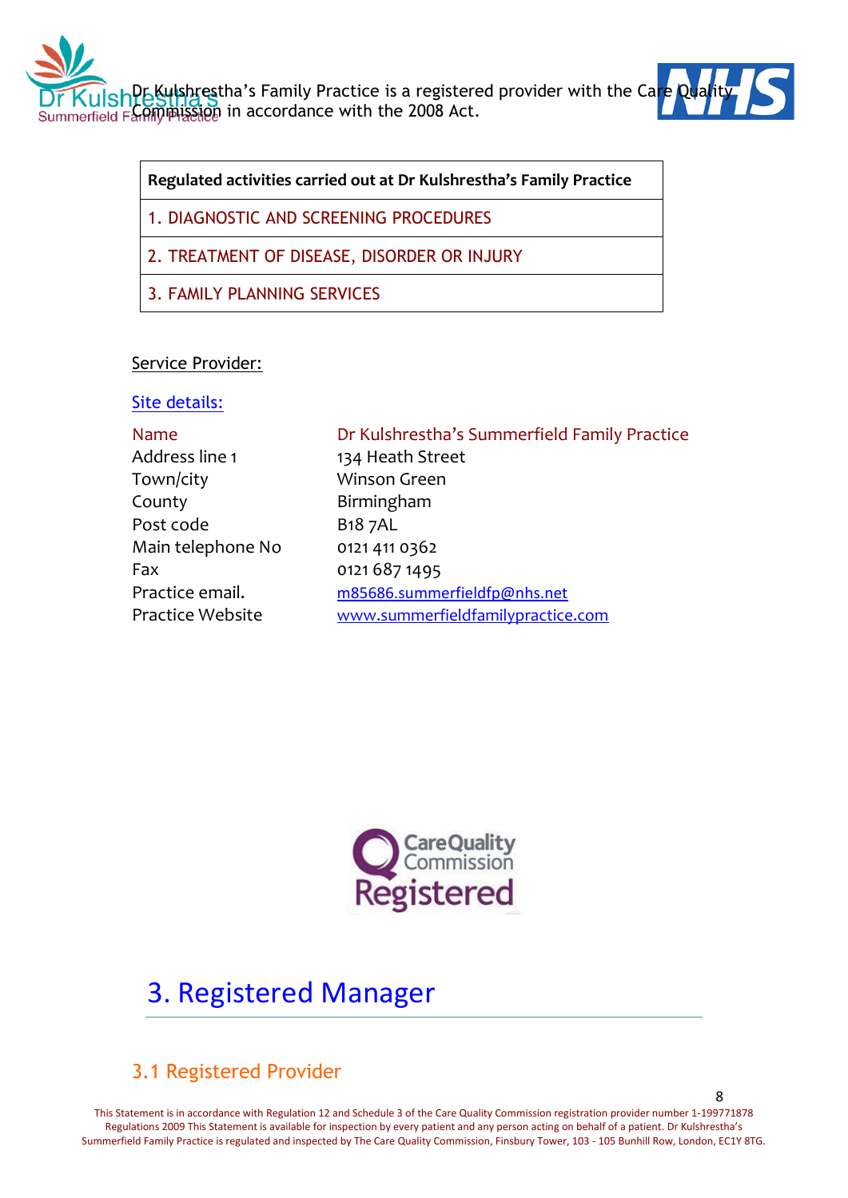Dr Kulshrestha's Family Practice is a registered provider with the Care Quality Commission in accordance with the 2008 Act.

| Regulated activities carried out at Dr Kulshrestha's Family Practice |
| --- |
| 1. DIAGNOSTIC AND SCREENING PROCEDURES |
| 2. TREATMENT OF DISEASE, DISORDER OR INJURY |
| 3. FAMILY PLANNING SERVICES |

Service Provider:

Site details:

| | |
| --- | --- |
| Name | Dr Kulshrestha's Summerfield Family Practice |
| Address line 1 | 134 Heath Street |
| Town/city | Winson Green |
| County | Birmingham |
| Post code | B18 7AL |
| Main telephone No | 0121 411 0362 |
| Fax | 0121 687 1495 |
| Practice email. | m85686.summerfieldfp@nhs.net |
| Practice Website | www.summerfieldfamilypractice.com |

Care Quality Commission Registered

# 3. Registered Manager

## 3.1 Registered Provider

This Statement is in accordance with Regulation 12 and Schedule 3 of the Care Quality Commission registration provider number 1-199771878 Regulations 2009 This Statement is available for inspection by every patient and any person acting on behalf of a patient. Dr Kulshrestha's Summerfield Family Practice is regulated and inspected by The Care Quality Commission, Finsbury Tower, 103 - 105 Bunhill Row, London, EC1Y 8TG.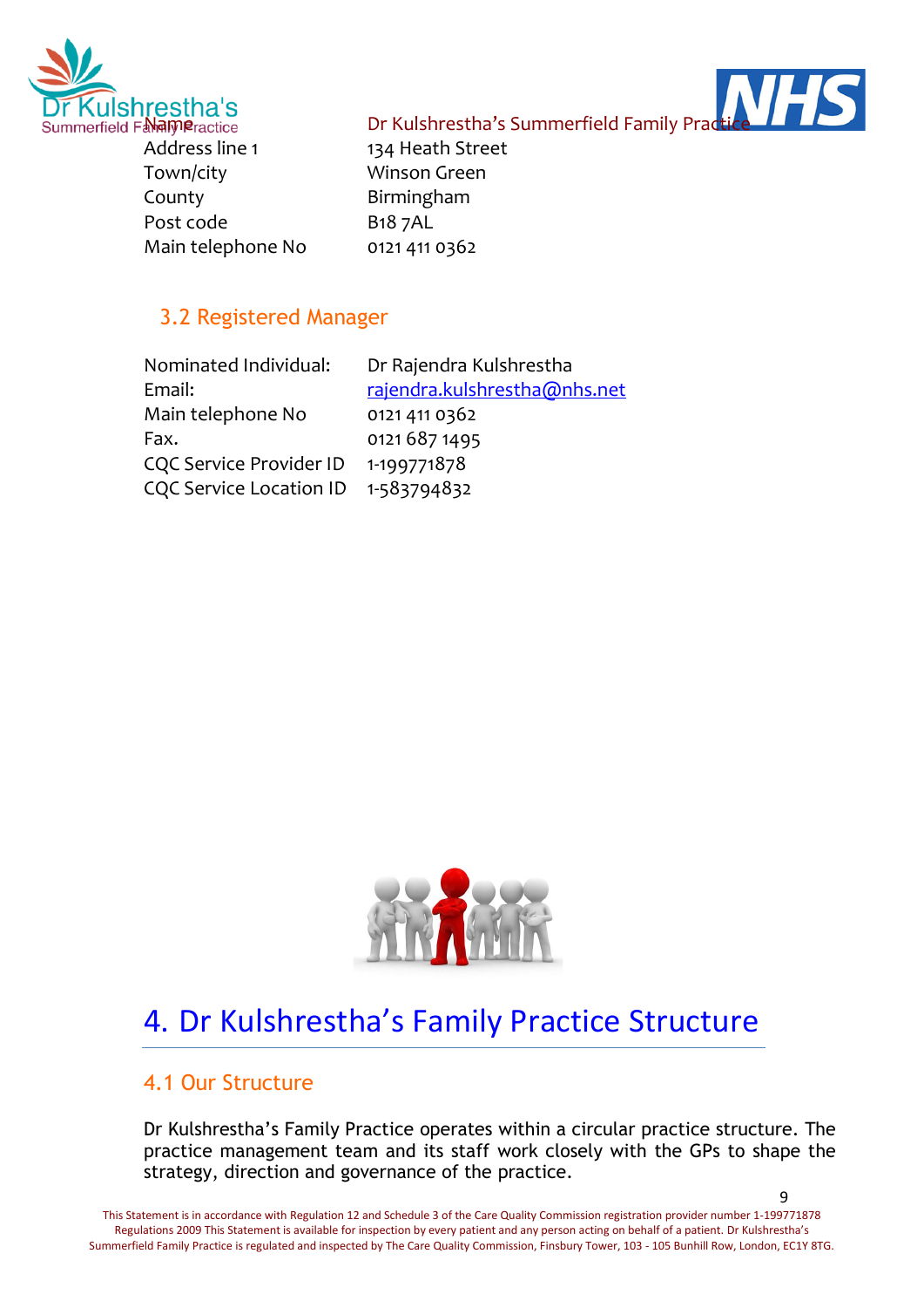| Name | Dr Kulshrestha's Summerfield Family Practice |
|---|---|
| Address line 1 | 134 Heath Street |
| Town/city | Winson Green |
| County | Birmingham |
| Post code | B18 7AL |
| Main telephone No | 0121 411 0362 |

### 3.2 Registered Manager

| Nominated Individual: | Dr Rajendra Kulshrestha |
|---|---|
| Email: | rajendra.kulshrestha@nhs.net |
| Main telephone No | 0121 411 0362 |
| Fax. | 0121 687 1495 |
| CQC Service Provider ID | 1-199771878 |
| CQC Service Location ID | 1-583794832 |

## 4. Dr Kulshrestha's Family Practice Structure

### 4.1 Our Structure

Dr Kulshrestha's Family Practice operates within a circular practice structure. The practice management team and its staff work closely with the GPs to shape the strategy, direction and governance of the practice.

This Statement is in accordance with Regulation 12 and Schedule 3 of the Care Quality Commission registration provider number 1-199771878 Regulations 2009 This Statement is available for inspection by every patient and any person acting on behalf of a patient. Dr Kulshrestha's Summerfield Family Practice is regulated and inspected by The Care Quality Commission, Finsbury Tower, 103 - 105 Bunhill Row, London, EC1Y 8TG.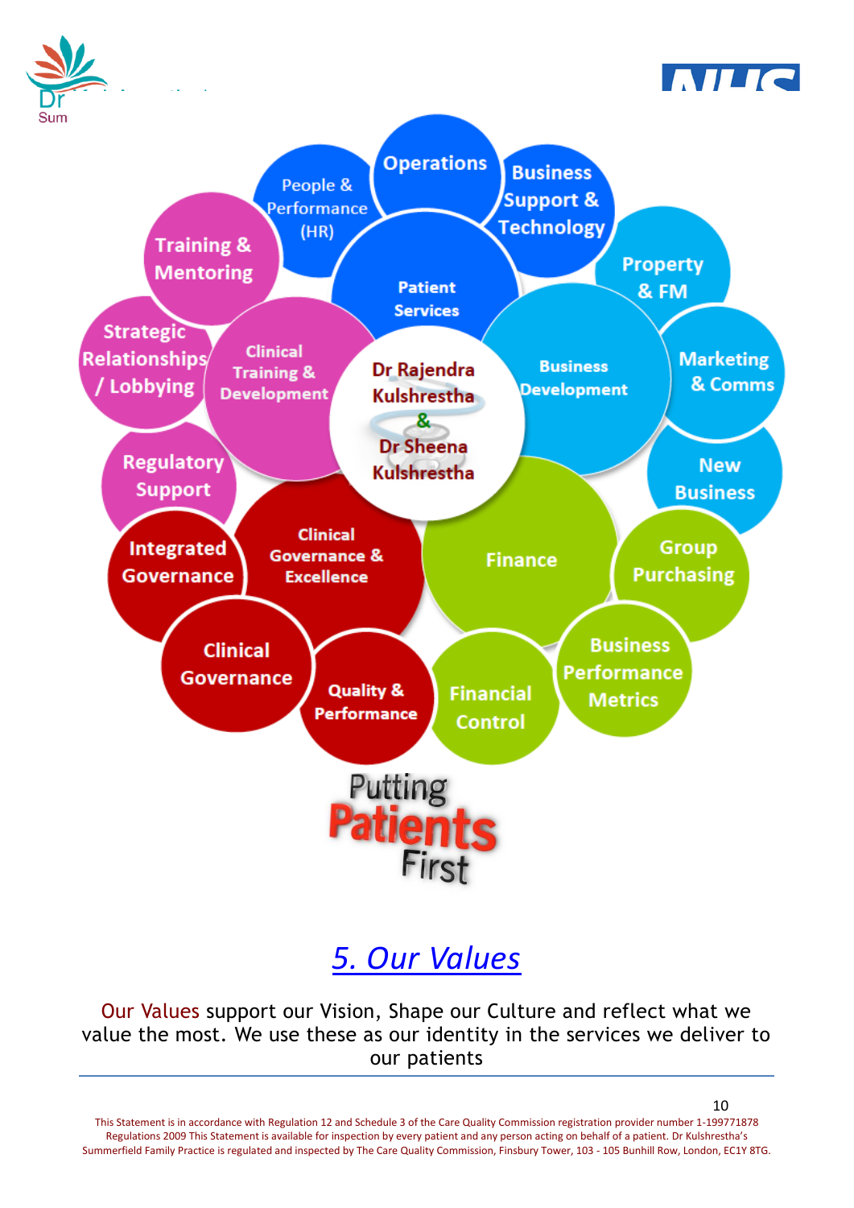Operations

Business Support & Technology

People & Performance (HR)

Training & Mentoring

Patient Services

Property & FM

Strategic Relationships / Lobbying

Clinical Training & Development

Dr Rajendra Kulshrestha & Dr Sheena Kulshrestha

Business Development

Marketing & Comms

New Business

Regulatory Support

Integrated Governance

Clinical Governance & Excellence

Finance

Group Purchasing

Clinical Governance

Quality & Performance

Financial Control

Business Performance Metrics

Putting Patients First

## *5. Our Values*

Our Values support our Vision, Shape our Culture and reflect what we value the most. We use these as our identity in the services we deliver to our patients

This Statement is in accordance with Regulation 12 and Schedule 3 of the Care Quality Commission registration provider number 1-199771878 Regulations 2009 This Statement is available for inspection by every patient and any person acting on behalf of a patient. Dr Kulshrestha's Summerfield Family Practice is regulated and inspected by The Care Quality Commission, Finsbury Tower, 103 - 105 Bunhill Row, London, EC1Y 8TG.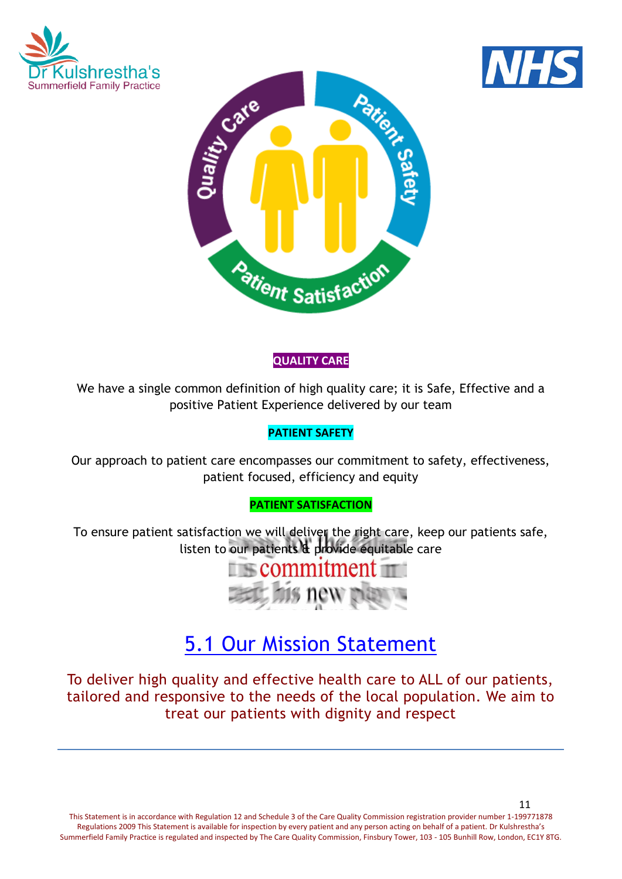**QUALITY CARE**

We have a single common definition of high quality care; it is Safe, Effective and a positive Patient Experience delivered by our team

**PATIENT SAFETY**

Our approach to patient care encompasses our commitment to safety, effectiveness, patient focused, efficiency and equity

**PATIENT SATISFACTION**

To ensure patient satisfaction we will deliver the right care, keep our patients safe, listen to our patients & provide equitable care

## 5.1 Our Mission Statement

To deliver high quality and effective health care to ALL of our patients, tailored and responsive to the needs of the local population. We aim to treat our patients with dignity and respect

This Statement is in accordance with Regulation 12 and Schedule 3 of the Care Quality Commission registration provider number 1-199771878 Regulations 2009 This Statement is available for inspection by every patient and any person acting on behalf of a patient. Dr Kulshrestha's Summerfield Family Practice is regulated and inspected by The Care Quality Commission, Finsbury Tower, 103 - 105 Bunhill Row, London, EC1Y 8TG.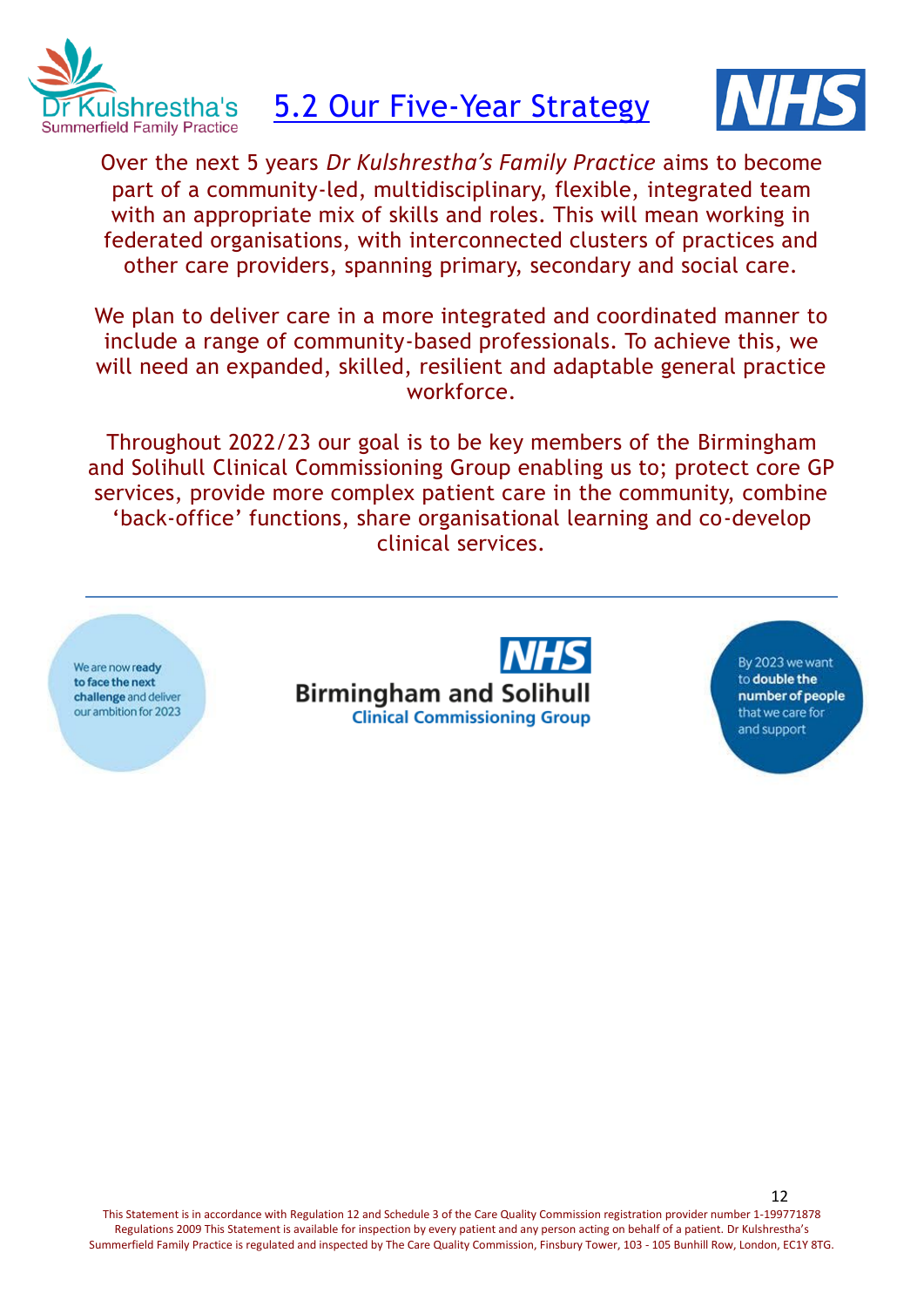## 5.2 Our Five-Year Strategy

Over the next 5 years *Dr Kulshrestha's Family Practice* aims to become part of a community-led, multidisciplinary, flexible, integrated team with an appropriate mix of skills and roles. This will mean working in federated organisations, with interconnected clusters of practices and other care providers, spanning primary, secondary and social care.

We plan to deliver care in a more integrated and coordinated manner to include a range of community-based professionals. To achieve this, we will need an expanded, skilled, resilient and adaptable general practice workforce.

Throughout 2022/23 our goal is to be key members of the Birmingham and Solihull Clinical Commissioning Group enabling us to; protect core GP services, provide more complex patient care in the community, combine 'back-office' functions, share organisational learning and co-develop clinical services.

---

We are now **ready to face the next challenge** and deliver our ambition for 2023

NHS Birmingham and Solihull Clinical Commissioning Group

By 2023 we want to **double the number of people** that we care for and support

This Statement is in accordance with Regulation 12 and Schedule 3 of the Care Quality Commission registration provider number 1-199771878 Regulations 2009 This Statement is available for inspection by every patient and any person acting on behalf of a patient. Dr Kulshrestha's Summerfield Family Practice is regulated and inspected by The Care Quality Commission, Finsbury Tower, 103 - 105 Bunhill Row, London, EC1Y 8TG.